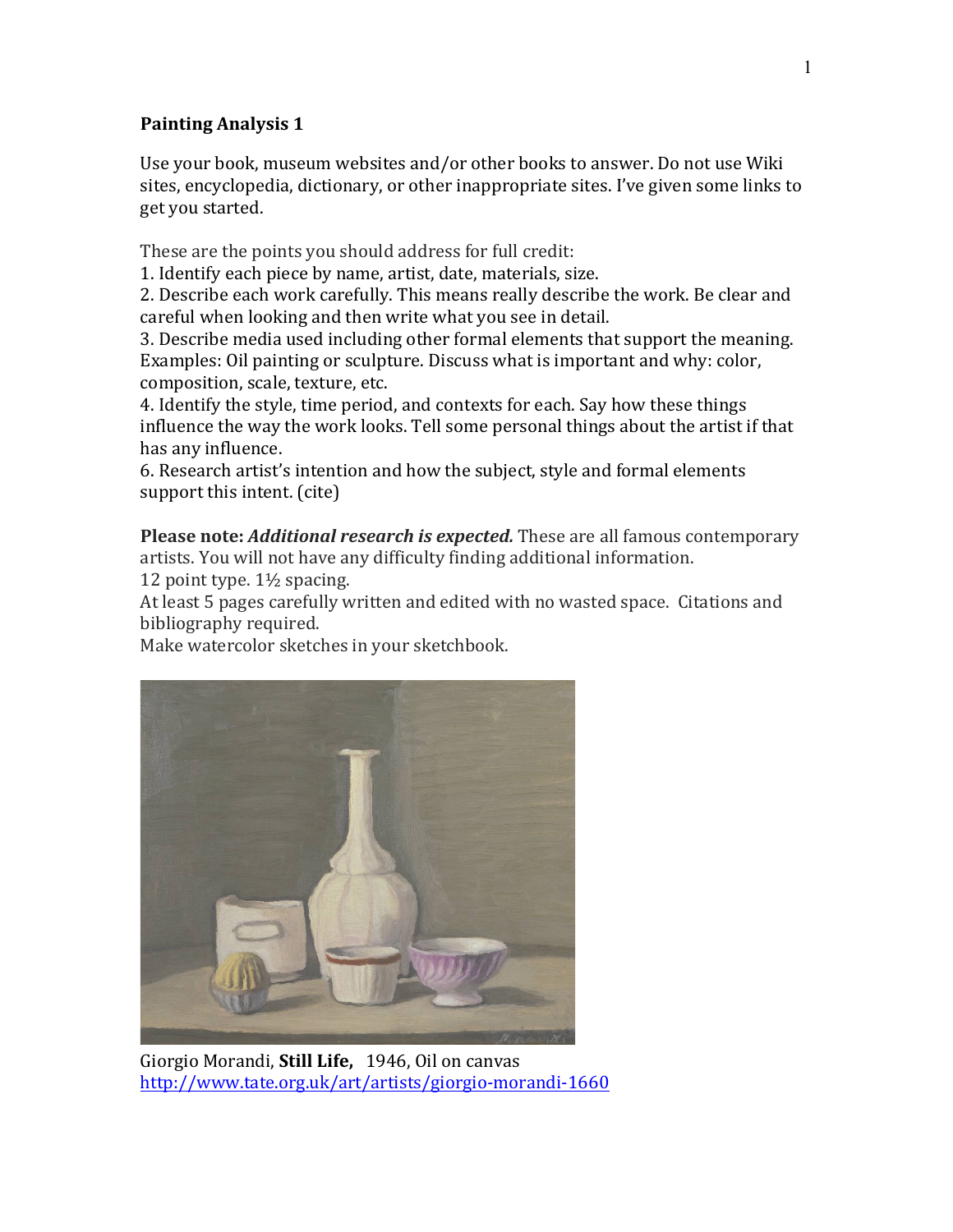**Painting Analysis 1**

Use your book, museum websites and/or other books to answer. Do not use Wiki sites, encyclopedia, dictionary, or other inappropriate sites. I've given some links to get you started.

These are the points you should address for full credit:

1. Identify each piece by name, artist, date, materials, size.
2. Describe each work carefully. This means really describe the work. Be clear and careful when looking and then write what you see in detail.
3. Describe media used including other formal elements that support the meaning. Examples: Oil painting or sculpture. Discuss what is important and why: color, composition, scale, texture, etc.
4. Identify the style, time period, and contexts for each. Say how these things influence the way the work looks. Tell some personal things about the artist if that has any influence.
6. Research artist's intention and how the subject, style and formal elements support this intent. (cite)

**Please note:** ***Additional research is expected.*** These are all famous contemporary artists. You will not have any difficulty finding additional information.
12 point type. 1½ spacing.
At least 5 pages carefully written and edited with no wasted space. Citations and bibliography required.
Make watercolor sketches in your sketchbook.

Giorgio Morandi, **Still Life,** 1946, Oil on canvas
http://www.tate.org.uk/art/artists/giorgio-morandi-1660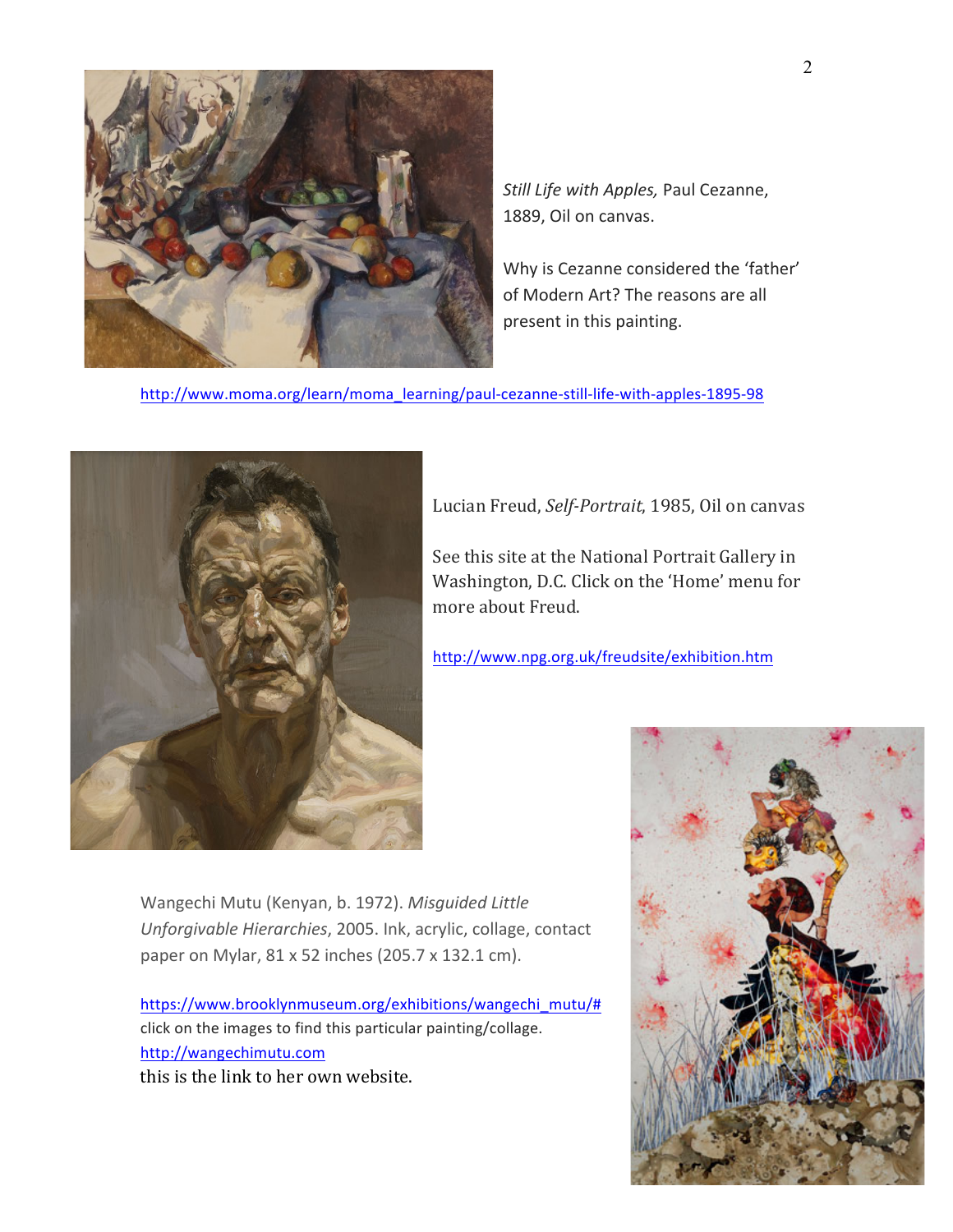*Still Life with Apples,* Paul Cezanne, 1889, Oil on canvas.

Why is Cezanne considered the 'father' of Modern Art? The reasons are all present in this painting.

http://www.moma.org/learn/moma_learning/paul-cezanne-still-life-with-apples-1895-98

Lucian Freud, *Self-Portrait*, 1985, Oil on canvas

See this site at the National Portrait Gallery in Washington, D.C. Click on the 'Home' menu for more about Freud.

http://www.npg.org.uk/freudsite/exhibition.htm

Wangechi Mutu (Kenyan, b. 1972). *Misguided Little Unforgivable Hierarchies*, 2005. Ink, acrylic, collage, contact paper on Mylar, 81 x 52 inches (205.7 x 132.1 cm).

https://www.brooklynmuseum.org/exhibitions/wangechi_mutu/#
click on the images to find this particular painting/collage.
http://wangechimutu.com
this is the link to her own website.